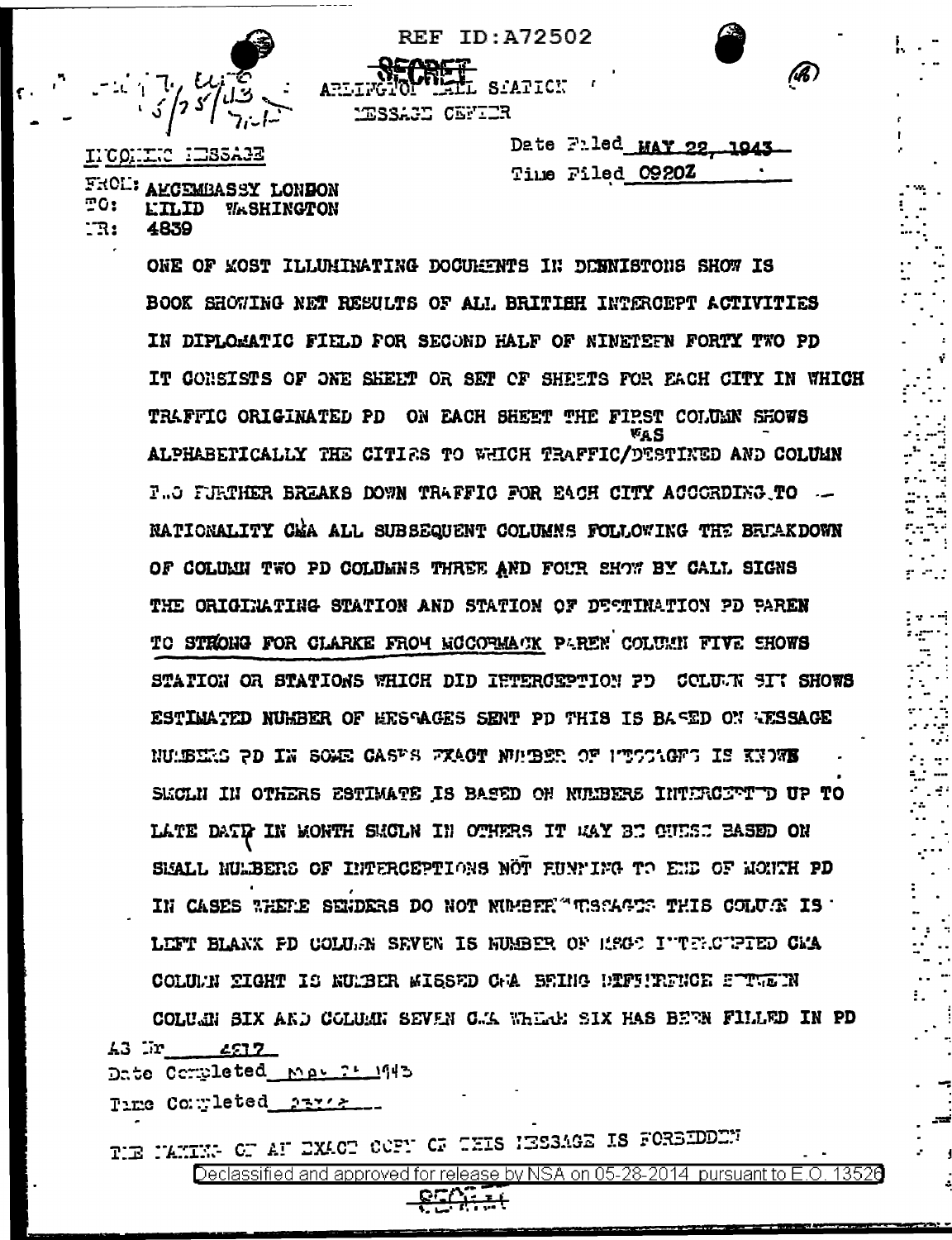REF ID:A72502

SECRET

ARLINGTON HALL STATION
MESSAGE CENTER

INCOMING MESSAGE

Date Filed MAY 22, 1943
Time Filed 0920Z

FROM: AMCEMBASSY LONDON
TO: MILID WASHINGTON
NR: 4839

ONE OF MOST ILLUMINATING DOCUMENTS IN DENNISTONS SHOW IS BOOK SHOWING NET RESULTS OF ALL BRITISH INTERCEPT ACTIVITIES IN DIPLOMATIC FIELD FOR SECOND HALF OF NINETEEN FORTY TWO PD IT CONSISTS OF ONE SHEET OR SET OF SHEETS FOR EACH CITY IN WHICH TRAFFIC ORIGINATED PD ON EACH SHEET THE FIRST COLUMN SHOWS ALPHABETICALLY THE CITIES TO WHICH TRAFFIC WAS DESTINED AND COLUMN TWO FURTHER BREAKS DOWN TRAFFIC FOR EACH CITY ACCORDING TO NATIONALITY CMA ALL SUBSEQUENT COLUMNS FOLLOWING THE BREAKDOWN OF COLUMN TWO PD COLUMNS THREE AND FOUR SHOW BY CALL SIGNS THE ORIGINATING STATION AND STATION OF DESTINATION PD PAREN TO STRONG FOR CLARKE FROM MCCORMACK PAREN COLUMN FIVE SHOWS STATION OR STATIONS WHICH DID INTERCEPTION PD COLUMN SIX SHOWS ESTIMATED NUMBER OF MESSAGES SENT PD THIS IS BASED ON MESSAGE NUMBERS PD IN SOME CASES EXACT NUMBER OF MESSAGES IS KNOWN SMCLN IN OTHERS ESTIMATE IS BASED ON NUMBERS INTERCEPTED UP TO LATE DATE IN MONTH SMCLN IN OTHERS IT MAY BE GUESS BASED ON SMALL NUMBERS OF INTERCEPTIONS NOT RUNNING TO END OF MONTH PD IN CASES WHERE SENDERS DO NOT NUMBER MESSAGES THIS COLUMN IS LEFT BLANK PD COLUMN SEVEN IS NUMBER OF MSGS INTERCEPTED CMA COLUMN EIGHT IS NUMBER MISSED CMA BEING DIFFERENCE BETWEEN COLUMN SIX AND COLUMN SEVEN CMA WHERE SIX HAS BEEN FILLED IN PD

AS Nr 4817
Date Completed May 24 1943
Time Completed 2312Z

THE MAKING OF AN EXACT COPY OF THIS MESSAGE IS FORBIDDEN

SECRET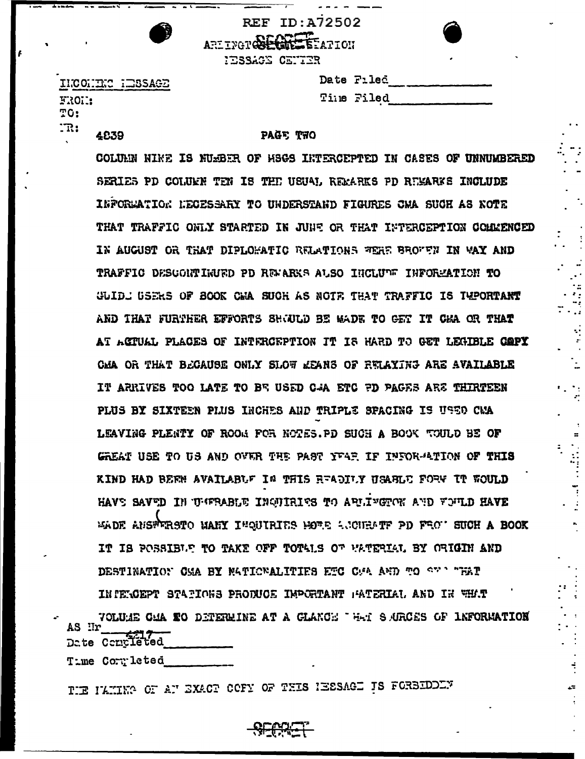REF ID:A72502

ARLINGTON SECRET STATION
MESSAGE CENTER

INCOMING MESSAGE

Date Filed\_\_\_\_\_\_\_\_\_\_\_\_

FROM:

Time Filed\_\_\_\_\_\_\_\_\_\_\_\_

TO:

NR: 4839

PAGE TWO

COLUMN NINE IS NUMBER OF MSGS INTERCEPTED IN CASES OF UNNUMBERED SERIES PD COLUMN TEN IS THE USUAL REMARKS PD REMARKS INCLUDE INFORMATION NECESSARY TO UNDERSTAND FIGURES CMA SUCH AS NOTE THAT TRAFFIC ONLY STARTED IN JUNE OR THAT INTERCEPTION COMMENCED IN AUGUST OR THAT DIPLOMATIC RELATIONS WERE BROKEN IN MAY AND TRAFFIC DISCONTINUED PD REMARKS ALSO INCLUDE INFORMATION TO GUIDE USERS OF BOOK CMA SUCH AS NOTE THAT TRAFFIC IS IMPORTANT AND THAT FURTHER EFFORTS SHOULD BE MADE TO GET IT CMA OR THAT AT ACTUAL PLACES OF INTERCEPTION IT IS HARD TO GET LEGIBLE COPY CMA OR THAT BECAUSE ONLY SLOW MEANS OF RELAYING ARE AVAILABLE IT ARRIVES TOO LATE TO BE USED CMA ETC PD PAGES ARE THIRTEEN PLUS BY SIXTEEN PLUS INCHES AND TRIPLE SPACING IS USED CMA LEAVING PLENTY OF ROOM FOR NOTES.PD SUCH A BOOK WOULD BE OF GREAT USE TO US AND OVER THE PAST YEAR IF INFORMATION OF THIS KIND HAD BEEN AVAILABLE IN THIS READILY USABLE FORM IT WOULD HAVE SAVED IN NUMERABLE INQUIRIES TO ARLINGTON AND WOULD HAVE MADE ANSWERSTO MANY INQUIRIES MORE ACCURATE PD FROM SUCH A BOOK IT IS POSSIBLE TO TAKE OFF TOTALS OF MATERIAL BY ORIGIN AND DESTINATION CMA BY NATIONALITIES ETC CMA AND TO SEE WHAT INTERCEPT STATIONS PRODUCE IMPORTANT MATERIAL AND IN WHAT VOLUME CMA TO DETERMINE AT A GLANCE WHAT SOURCES OF INFORMATION

AS Nr 4217

Date Completed\_\_\_\_\_\_\_\_\_\_

Time Completed\_\_\_\_\_\_\_\_\_\_

THE MAKING OF AN EXACT COPY OF THIS MESSAGE IS FORBIDDEN

SECRET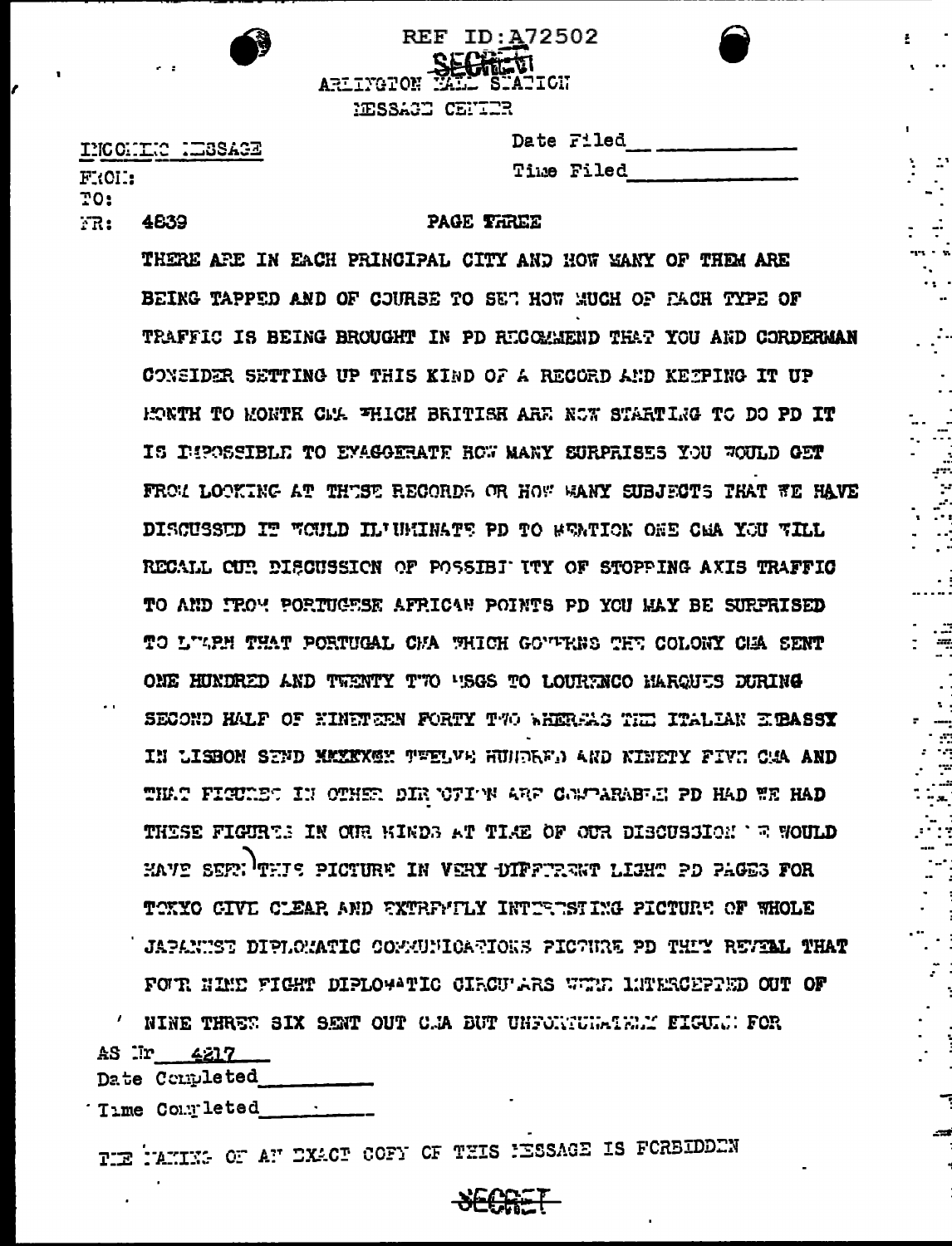REF ID:A72502

SECRET

ARLINGTON HALL STATION
MESSAGE CENTER

INCOMING MESSAGE

FROM:
TO:
NR: 4839

Date Filed ___________
Time Filed ___________

PAGE THREE

THERE ARE IN EACH PRINCIPAL CITY AND HOW MANY OF THEM ARE BEING TAPPED AND OF COURSE TO SEE HOW MUCH OF EACH TYPE OF TRAFFIC IS BEING BROUGHT IN PD RECOMMEND THAT YOU AND CORDERMAN CONSIDER SETTING UP THIS KIND OF A RECORD AND KEEPING IT UP MONTH TO MONTH CMA WHICH BRITISH ARE NOW STARTING TO DO PD IT IS IMPOSSIBLE TO EXAGGERATE HOW MANY SURPRISES YOU WOULD GET FROM LOOKING AT THESE RECORDS OR HOW MANY SUBJECTS THAT WE HAVE DISCUSSED IT WOULD ILLUMINATE PD TO MENTION ONE CMA YOU WILL RECALL OUR DISCUSSION OF POSSIBILITY OF STOPPING AXIS TRAFFIC TO AND FROM PORTUGESE AFRICAN POINTS PD YOU MAY BE SURPRISED TO LEARN THAT PORTUGAL CMA WHICH GOVERNS THE COLONY CMA SENT ONE HUNDRED AND TWENTY TWO MSGS TO LOURENCO MARQUES DURING SECOND HALF OF NINETEEN FORTY TWO WHEREAS THE ITALIAN EMBASSY IN LISBON SEND ~~XXXXXXX~~ TWELVE HUNDRED AND NINETY FIVE CMA AND THAT FIGURES IN OTHER DIRECTION ARE COMPARABLE PD HAD WE HAD THESE FIGURES IN OUR MINDS AT TIME OF OUR DISCUSSION WE WOULD HAVE SEEN THIS PICTURE IN VERY DIFFERENT LIGHT PD PAGES FOR TOKYO GIVE CLEAR AND EXTREMELY INTERESTING PICTURE OF WHOLE JAPANESE DIPLOMATIC COMMUNICATIONS PICTURE PD THEY REVEAL THAT FOUR NINE EIGHT DIPLOMATIC CIRCULARS WERE INTERCEPTED OUT OF NINE THREE SIX SENT OUT CMA BUT UNFORTUNATELY FIGURE FOR

AS Nr 4217
Date Completed ___________
Time Completed ___________

THE MAKING OF AN EXACT COPY OF THIS MESSAGE IS FORBIDDEN

SECRET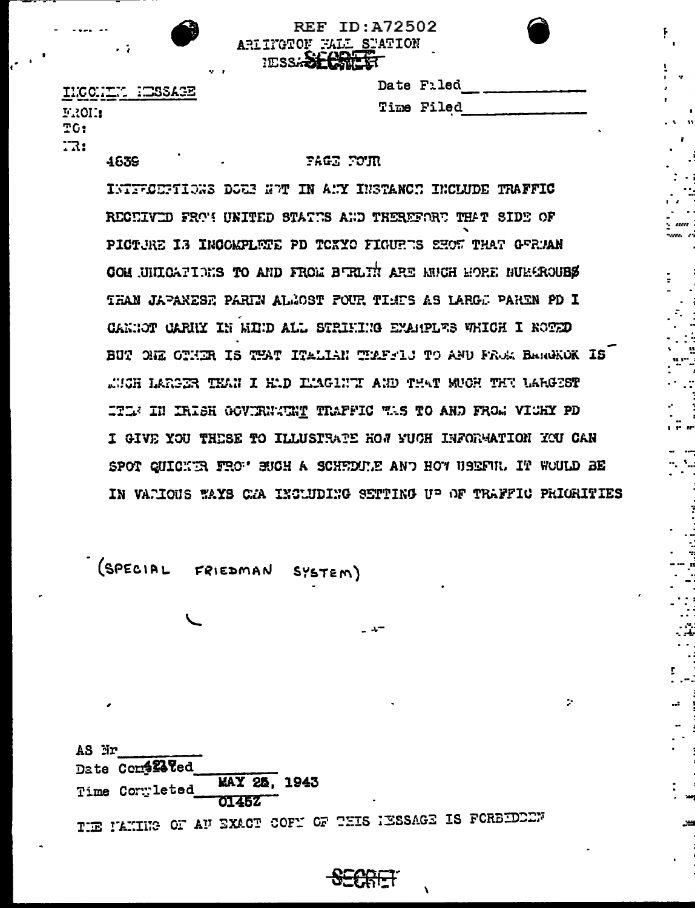REF ID:A72502

ARLINGTON HALL STATION

MESSAGE SECRET

INCOMING MESSAGE

FROM:

TO:

NR:

Date Filed ____________

Time Filed ____________

4839 PAGE FOUR

INTERCEPTIONS DOES NOT IN ANY INSTANCE INCLUDE TRAFFIC RECEIVED FROM UNITED STATES AND THEREFORE THAT SIDE OF PICTURE IS INCOMPLETE PD TOKYO FIGURES SHOW THAT GERMAN COMMUNICATIONS TO AND FROM BERLIN ARE MUCH MORE NUMEROUS THAN JAPANESE PAREN ALMOST FOUR TIMES AS LARGE PAREN PD I CANNOT CARRY IN MIND ALL STRIKING EXAMPLES WHICH I NOTED BUT ONE OTHER IS THAT ITALIAN TRAFFIC TO AND FROM BANGKOK IS MUCH LARGER THAN I HAD IMAGINED AND THAT MUCH THE LARGEST ITEM IN IRISH GOVERNMENT TRAFFIC WAS TO AND FROM VICHY PD I GIVE YOU THESE TO ILLUSTRATE HOW MUCH INFORMATION YOU CAN SPOT QUICKER FROM SUCH A SCHEDULE AND HOW USEFUL IT WOULD BE IN VARIOUS WAYS CMA INCLUDING SETTING UP OF TRAFFIC PRIORITIES

(SPECIAL FRIEDMAN SYSTEM)

AS Nr ____________

Date Completed MAY 28, 1943

Time Completed 0145Z

THE MAKING OF AN EXACT COPY OF THIS MESSAGE IS FORBIDDEN

SECRET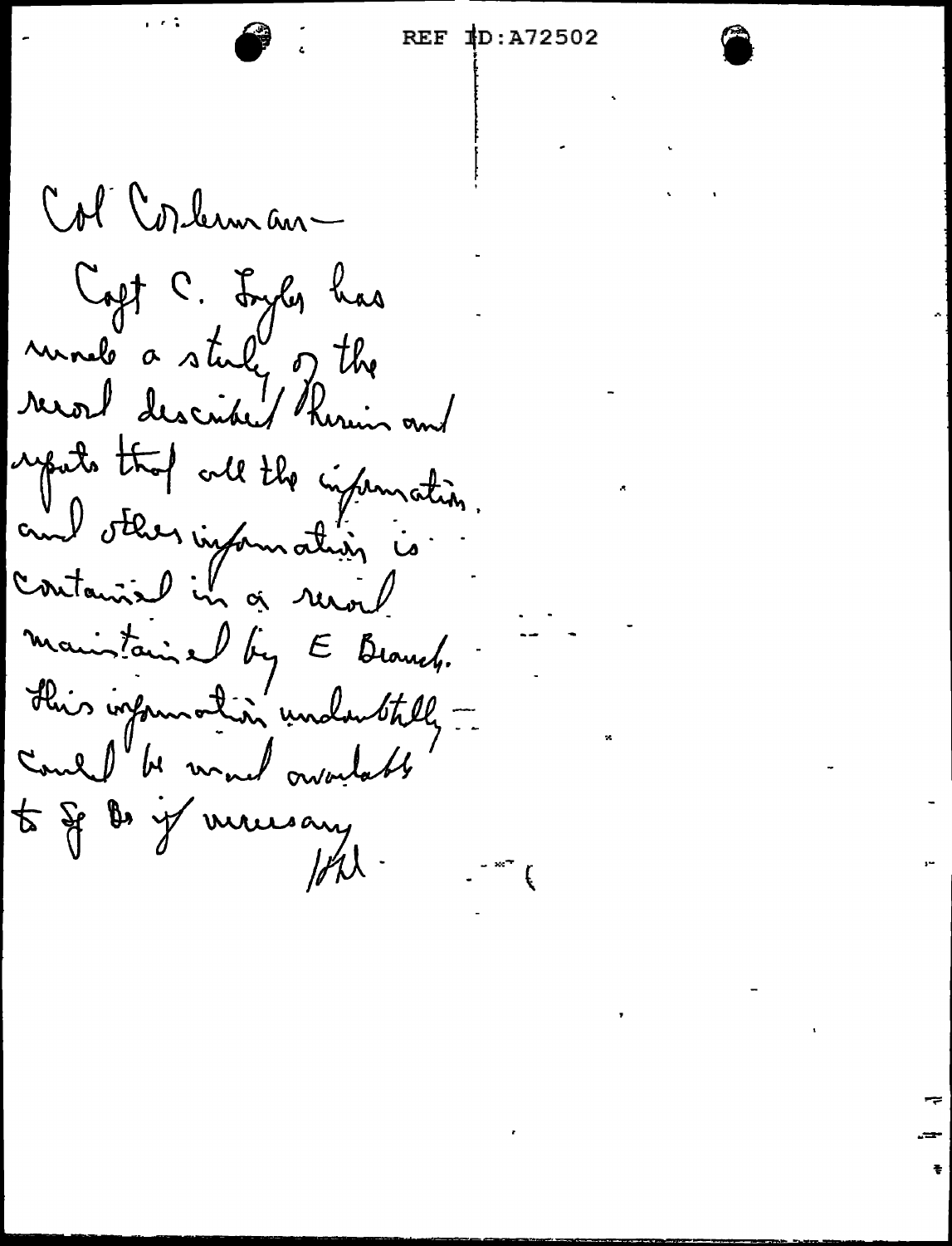REF ID:A72502

Col Corderman –

Capt C. Ingles has made a study of the record described herein and reports that all the information and other information is contained in a record maintained by E Branch. This information undoubtedly could be made available to Sg Br if necessary

WPL